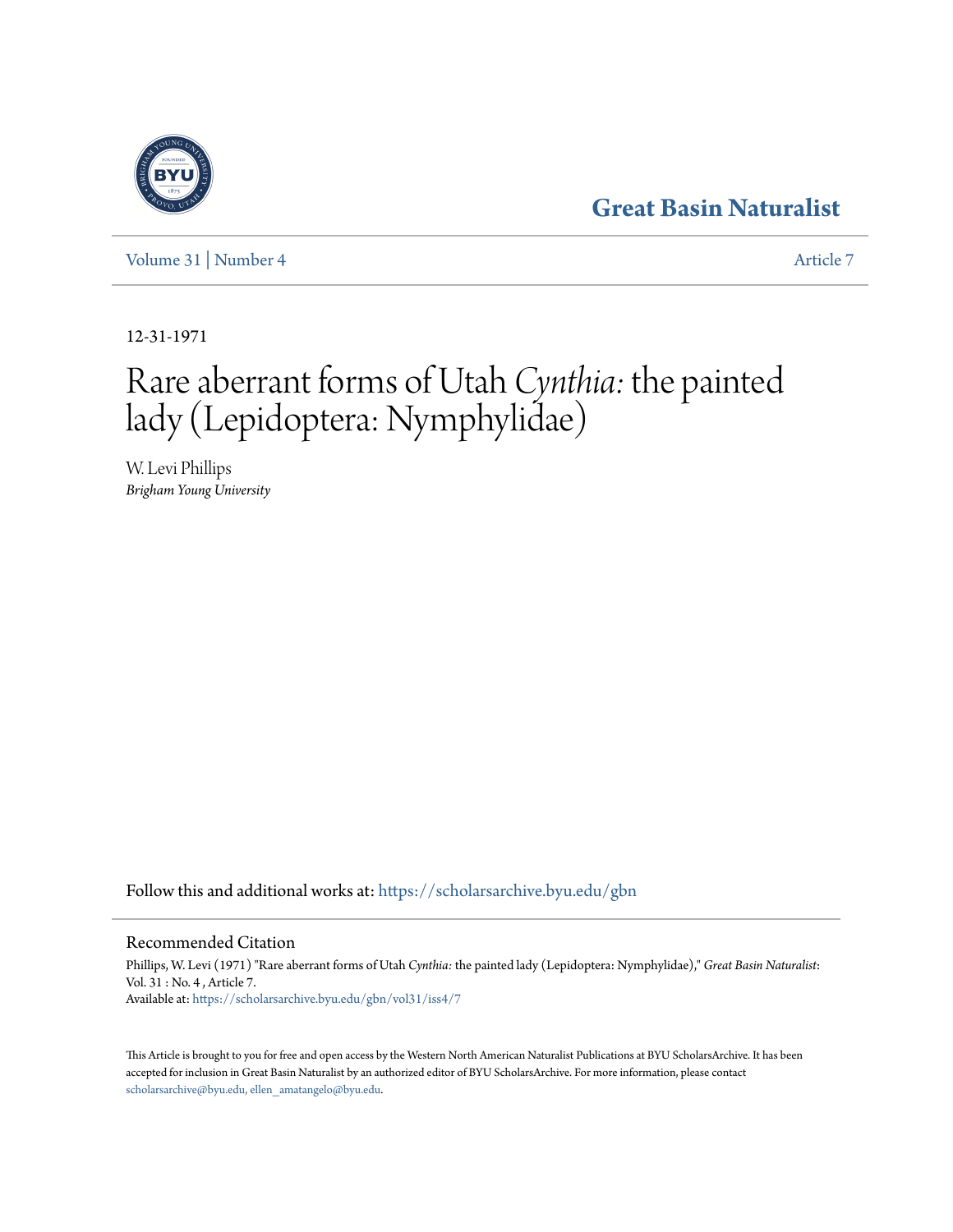Great Basin Naturalist

Volume 31 | Number 4 | Article 7

12-31-1971

# Rare aberrant forms of Utah *Cynthia:* the painted lady (Lepidoptera: Nymphylidae)

W. Levi Phillips
*Brigham Young University*

Follow this and additional works at: https://scholarsarchive.byu.edu/gbn

## Recommended Citation

Phillips, W. Levi (1971) "Rare aberrant forms of Utah *Cynthia:* the painted lady (Lepidoptera: Nymphylidae)," *Great Basin Naturalist*: Vol. 31 : No. 4 , Article 7.
Available at: https://scholarsarchive.byu.edu/gbn/vol31/iss4/7

This Article is brought to you for free and open access by the Western North American Naturalist Publications at BYU ScholarsArchive. It has been accepted for inclusion in Great Basin Naturalist by an authorized editor of BYU ScholarsArchive. For more information, please contact scholarsarchive@byu.edu, ellen_amatangelo@byu.edu.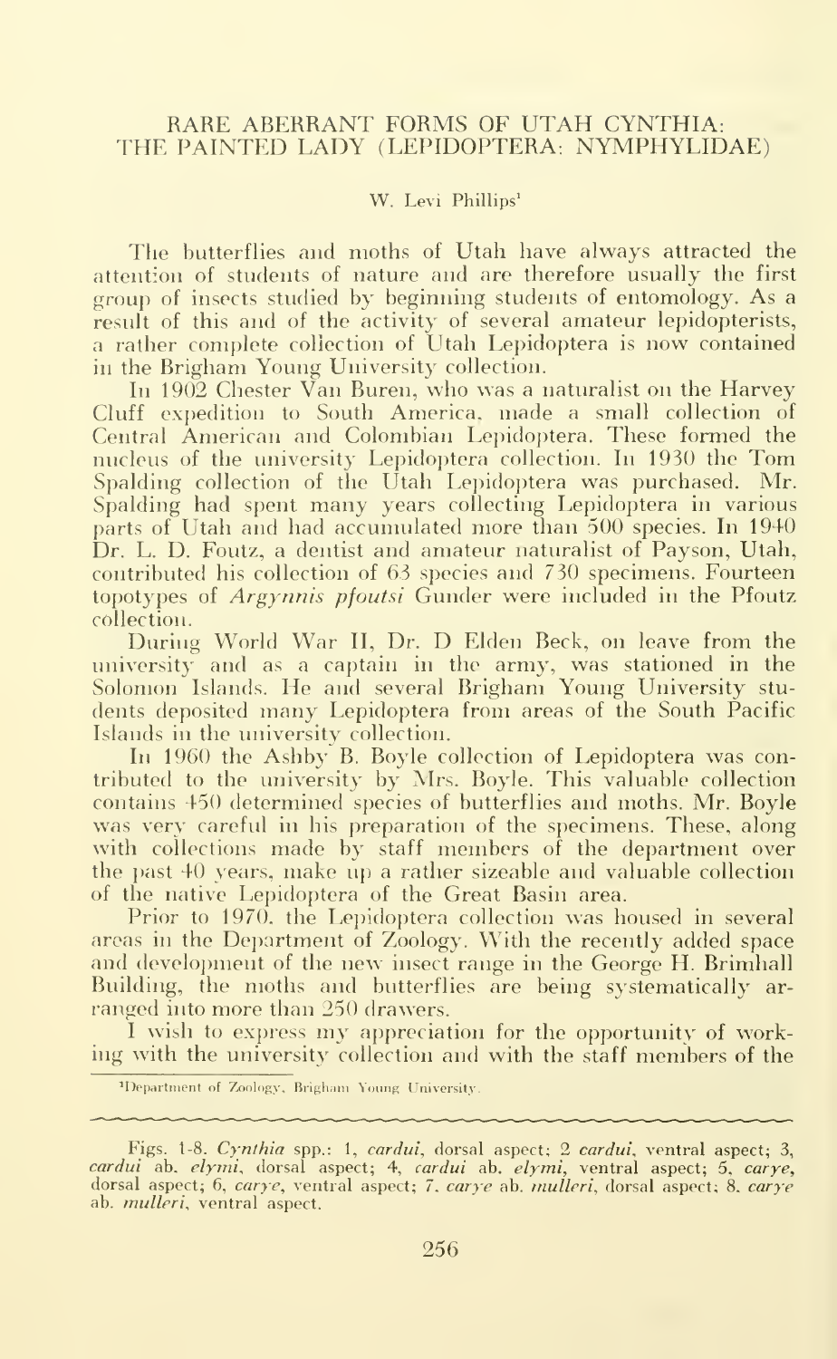# RARE ABERRANT FORMS OF UTAH CYNTHIA: THE PAINTED LADY (LEPIDOPTERA: NYMPHYLIDAE)

W. Levi Phillips[1]

The butterflies and moths of Utah have always attracted the attention of students of nature and are therefore usually the first group of insects studied by beginning students of entomology. As a result of this and of the activity of several amateur lepidopterists, a rather complete collection of Utah Lepidoptera is now contained in the Brigham Young University collection.

In 1902 Chester Van Buren, who was a naturalist on the Harvey Cluff expedition to South America, made a small collection of Central American and Colombian Lepidoptera. These formed the nucleus of the university Lepidoptera collection. In 1930 the Tom Spalding collection of the Utah Lepidoptera was purchased. Mr. Spalding had spent many years collecting Lepidoptera in various parts of Utah and had accumulated more than 500 species. In 1940 Dr. L. D. Foutz, a dentist and amateur naturalist of Payson, Utah, contributed his collection of 63 species and 730 specimens. Fourteen topotypes of *Argynnis pfoutsi* Gunder were included in the Pfoutz collection.

During World War II, Dr. D Elden Beck, on leave from the university and as a captain in the army, was stationed in the Solomon Islands. He and several Brigham Young University students deposited many Lepidoptera from areas of the South Pacific Islands in the university collection.

In 1960 the Ashby B. Boyle collection of Lepidoptera was contributed to the university by Mrs. Boyle. This valuable collection contains 450 determined species of butterflies and moths. Mr. Boyle was very careful in his preparation of the specimens. These, along with collections made by staff members of the department over the past 40 years, make up a rather sizeable and valuable collection of the native Lepidoptera of the Great Basin area.

Prior to 1970, the Lepidoptera collection was housed in several areas in the Department of Zoology. With the recently added space and development of the new insect range in the George H. Brimhall Building, the moths and butterflies are being systematically arranged into more than 250 drawers.

I wish to express my appreciation for the opportunity of working with the university collection and with the staff members of the

[1]Department of Zoology, Brigham Young University.

Figs. 1-8. *Cynthia* spp.: 1, *cardui*, dorsal aspect; 2 *cardui*, ventral aspect; 3, *cardui* ab. *elymi*, dorsal aspect; 4, *cardui* ab. *elymi*, ventral aspect; 5, *carye*, dorsal aspect; 6, *carye*, ventral aspect; 7, *carye* ab. *mulleri*, dorsal aspect; 8, *carye* ab. *mulleri*, ventral aspect.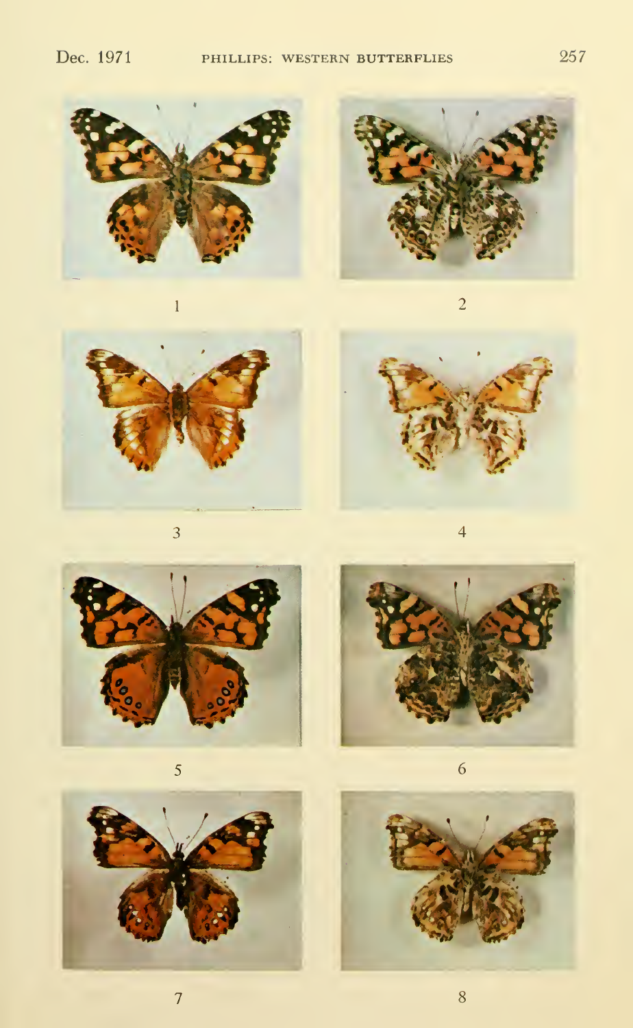1

2

3

4

5

6

7

8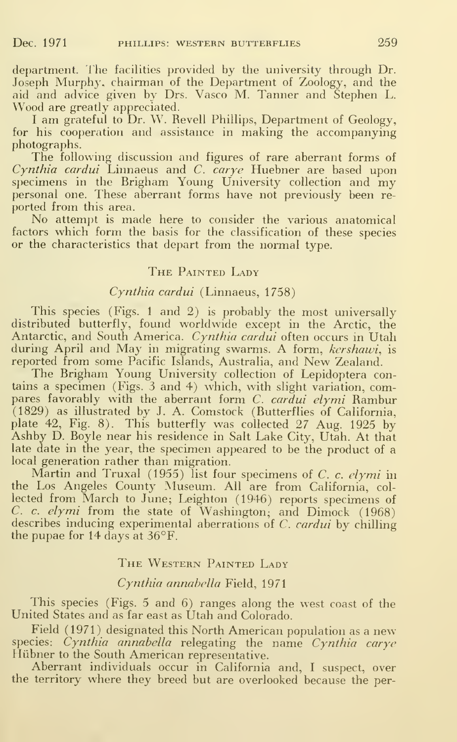department. The facilities provided by the university through Dr. Joseph Murphy, chairman of the Department of Zoology, and the aid and advice given by Drs. Vasco M. Tanner and Stephen L. Wood are greatly appreciated.

I am grateful to Dr. W. Revell Phillips, Department of Geology, for his cooperation and assistance in making the accompanying photographs.

The following discussion and figures of rare aberrant forms of *Cynthia cardui* Linnaeus and *C. carye* Huebner are based upon specimens in the Brigham Young University collection and my personal one. These aberrant forms have not previously been reported from this area.

No attempt is made here to consider the various anatomical factors which form the basis for the classification of these species or the characteristics that depart from the normal type.

## The Painted Lady

### *Cynthia cardui* (Linnaeus, 1758)

This species (Figs. 1 and 2) is probably the most universally distributed butterfly, found worldwide except in the Arctic, the Antarctic, and South America. *Cynthia cardui* often occurs in Utah during April and May in migrating swarms. A form, *kershawi*, is reported from some Pacific Islands, Australia, and New Zealand.

The Brigham Young University collection of Lepidoptera contains a specimen (Figs. 3 and 4) which, with slight variation, compares favorably with the aberrant form *C. cardui elymi* Rambur (1829) as illustrated by J. A. Comstock (Butterflies of California, plate 42, Fig. 8). This butterfly was collected 27 Aug. 1925 by Ashby D. Boyle near his residence in Salt Lake City, Utah. At that late date in the year, the specimen appeared to be the product of a local generation rather than migration.

Martin and Truxal (1955) list four specimens of *C. c. elymi* in the Los Angeles County Museum. All are from California, collected from March to June; Leighton (1946) reports specimens of *C. c. elymi* from the state of Washington; and Dimock (1968) describes inducing experimental aberrations of *C. cardui* by chilling the pupae for 14 days at 36°F.

## The Western Painted Lady

### *Cynthia annabella* Field, 1971

This species (Figs. 5 and 6) ranges along the west coast of the United States and as far east as Utah and Colorado.

Field (1971) designated this North American population as a new species: *Cynthia annabella* relegating the name *Cynthia carye* Hübner to the South American representative.

Aberrant individuals occur in California and, I suspect, over the territory where they breed but are overlooked because the per-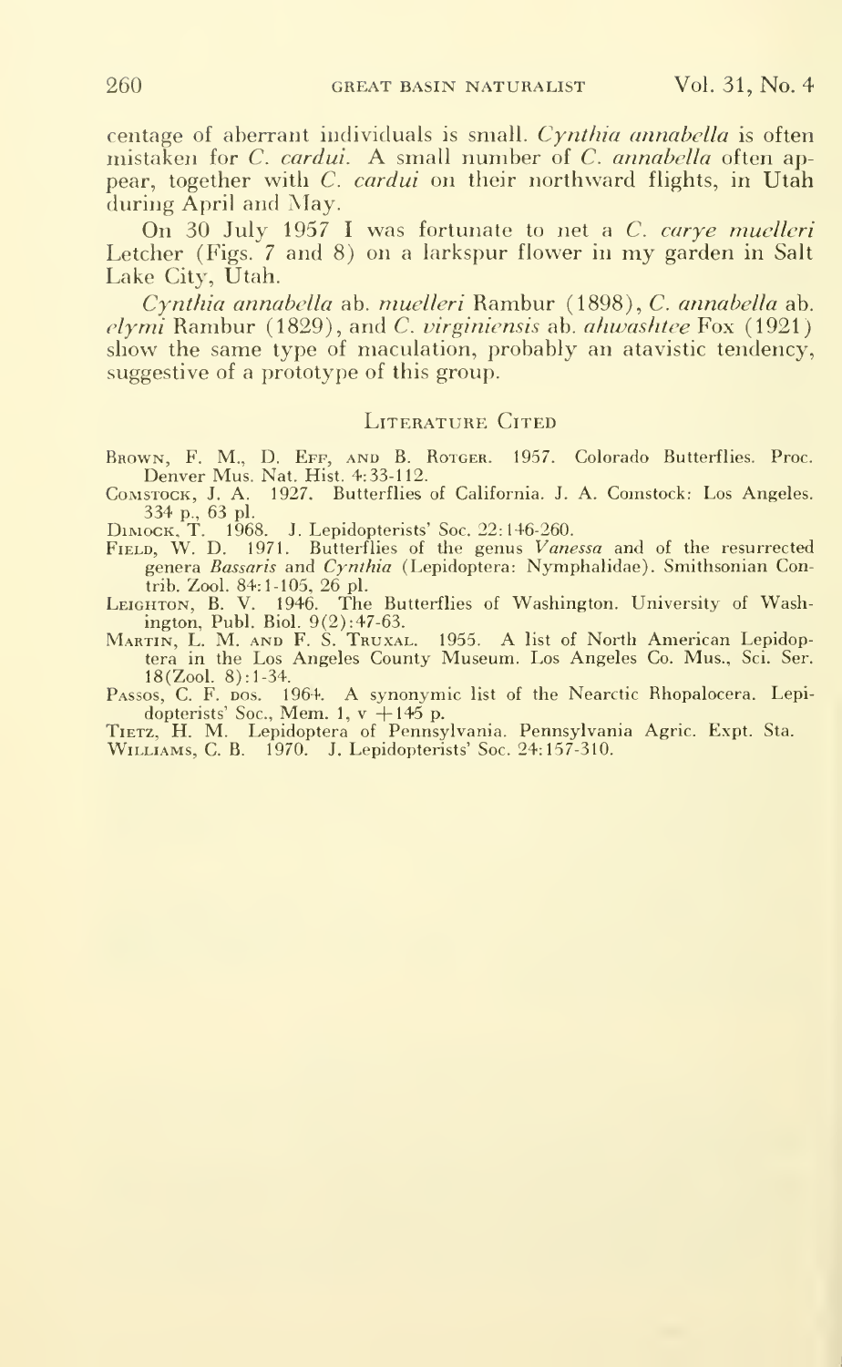centage of aberrant individuals is small. *Cynthia annabella* is often mistaken for *C. cardui*. A small number of *C. annabella* often appear, together with *C. cardui* on their northward flights, in Utah during April and May.

On 30 July 1957 I was fortunate to net a *C. carye muelleri* Letcher (Figs. 7 and 8) on a larkspur flower in my garden in Salt Lake City, Utah.

*Cynthia annabella* ab. *muelleri* Rambur (1898), *C. annabella* ab. *elymi* Rambur (1829), and *C. virginiensis* ab. *ahwashtee* Fox (1921) show the same type of maculation, probably an atavistic tendency, suggestive of a prototype of this group.

## Literature Cited

Brown, F. M., D. Eff, and B. Rotger. 1957. Colorado Butterflies. Proc. Denver Mus. Nat. Hist. 4:33-112.

Comstock, J. A. 1927. Butterflies of California. J. A. Comstock: Los Angeles. 334 p., 63 pl.

Dimock, T. 1968. J. Lepidopterists' Soc. 22:146-260.

Field, W. D. 1971. Butterflies of the genus *Vanessa* and of the resurrected genera *Bassaris* and *Cynthia* (Lepidoptera: Nymphalidae). Smithsonian Contrib. Zool. 84:1-105, 26 pl.

Leighton, B. V. 1946. The Butterflies of Washington. University of Washington, Publ. Biol. 9(2):47-63.

Martin, L. M. and F. S. Truxal. 1955. A list of North American Lepidoptera in the Los Angeles County Museum. Los Angeles Co. Mus., Sci. Ser. 18(Zool. 8):1-34.

Passos, C. F. dos. 1964. A synonymic list of the Nearctic Rhopalocera. Lepidopterists' Soc., Mem. 1, v +145 p.

Tietz, H. M. Lepidoptera of Pennsylvania. Pennsylvania Agric. Expt. Sta.

Williams, C. B. 1970. J. Lepidopterists' Soc. 24:157-310.